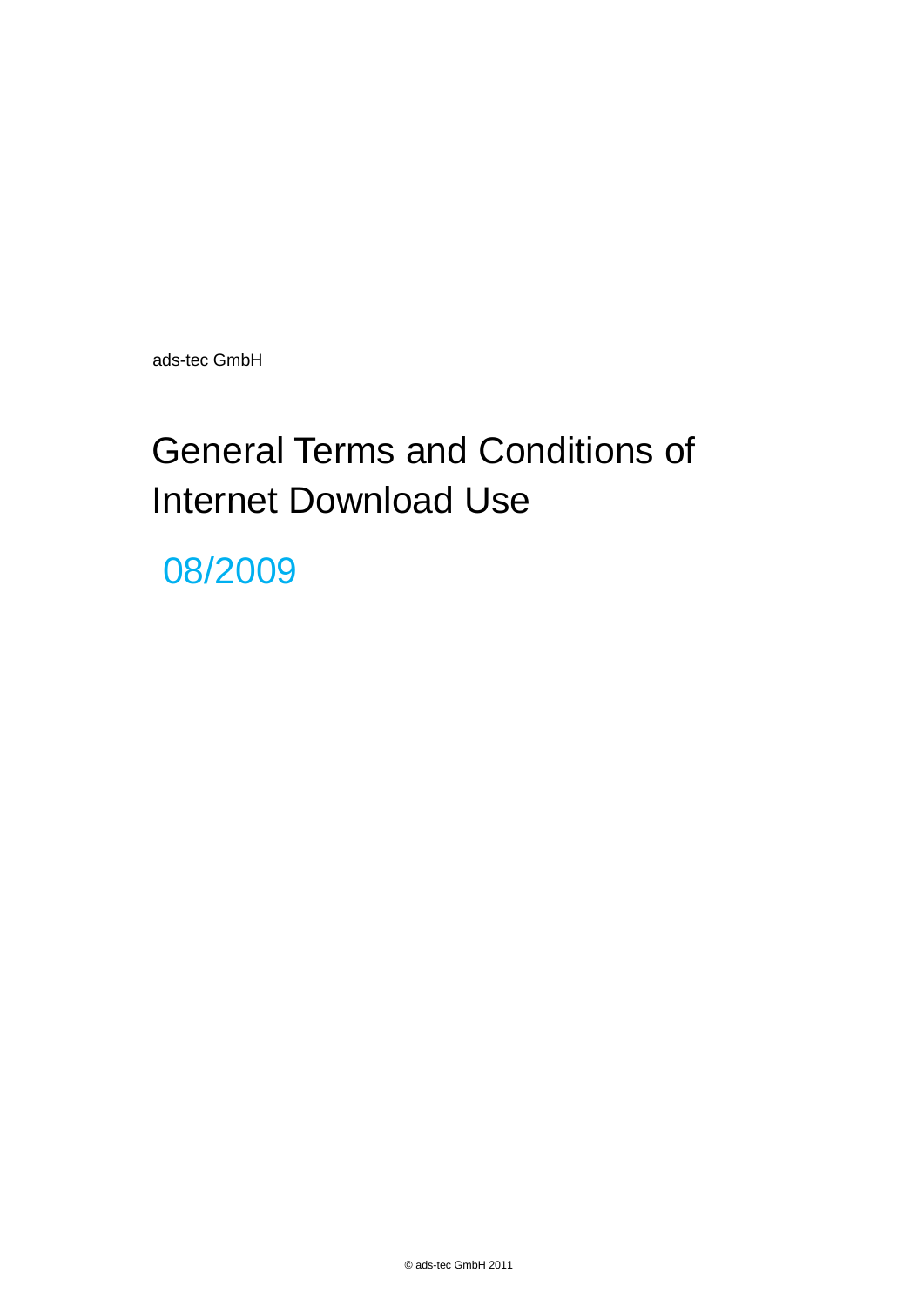ads-tec GmbH

# General Terms and Conditions of Internet Download Use

08/2009

© ads-tec GmbH 2011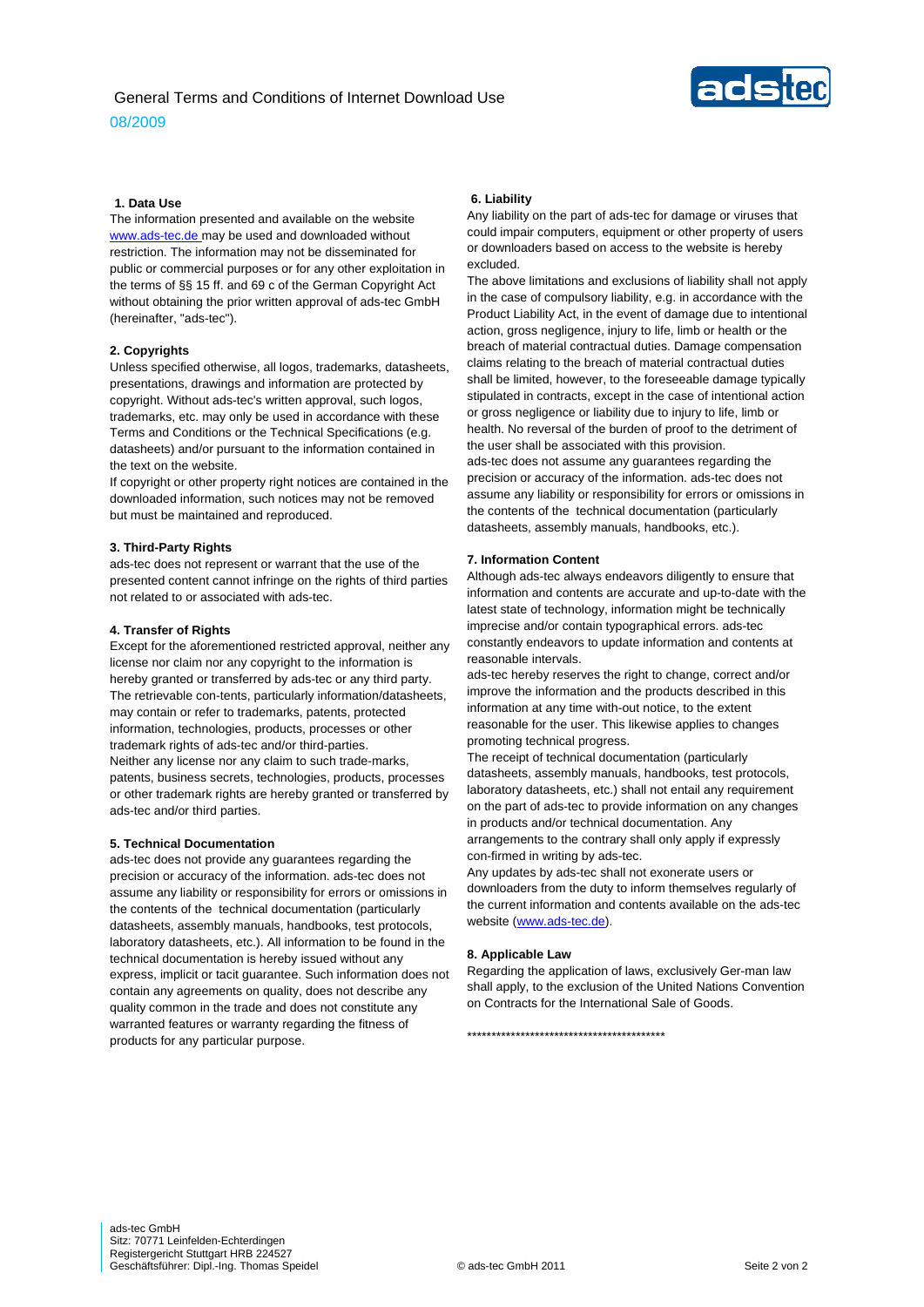# General Terms and Conditions of Internet Download Use

08/2009

### 1. Data Use

The information presented and available on the website www.ads-tec.de may be used and downloaded without restriction. The information may not be disseminated for public or commercial purposes or for any other exploitation in the terms of §§ 15 ff. and 69 c of the German Copyright Act without obtaining the prior written approval of ads-tec GmbH (hereinafter, "ads-tec").

### 2. Copyrights

Unless specified otherwise, all logos, trademarks, datasheets, presentations, drawings and information are protected by copyright. Without ads-tec's written approval, such logos, trademarks, etc. may only be used in accordance with these Terms and Conditions or the Technical Specifications (e.g. datasheets) and/or pursuant to the information contained in the text on the website.

If copyright or other property right notices are contained in the downloaded information, such notices may not be removed but must be maintained and reproduced.

### 3. Third-Party Rights

ads-tec does not represent or warrant that the use of the presented content cannot infringe on the rights of third parties not related to or associated with ads-tec.

### 4. Transfer of Rights

Except for the aforementioned restricted approval, neither any license nor claim nor any copyright to the information is hereby granted or transferred by ads-tec or any third party. The retrievable con-tents, particularly information/datasheets, may contain or refer to trademarks, patents, protected information, technologies, products, processes or other trademark rights of ads-tec and/or third-parties.

Neither any license nor any claim to such trade-marks, patents, business secrets, technologies, products, processes or other trademark rights are hereby granted or transferred by ads-tec and/or third parties.

### 5. Technical Documentation

ads-tec does not provide any guarantees regarding the precision or accuracy of the information. ads-tec does not assume any liability or responsibility for errors or omissions in the contents of the technical documentation (particularly datasheets, assembly manuals, handbooks, test protocols, laboratory datasheets, etc.). All information to be found in the technical documentation is hereby issued without any express, implicit or tacit guarantee. Such information does not contain any agreements on quality, does not describe any quality common in the trade and does not constitute any warranted features or warranty regarding the fitness of products for any particular purpose.

### 6. Liability

Any liability on the part of ads-tec for damage or viruses that could impair computers, equipment or other property of users or downloaders based on access to the website is hereby excluded.

The above limitations and exclusions of liability shall not apply in the case of compulsory liability, e.g. in accordance with the Product Liability Act, in the event of damage due to intentional action, gross negligence, injury to life, limb or health or the breach of material contractual duties. Damage compensation claims relating to the breach of material contractual duties shall be limited, however, to the foreseeable damage typically stipulated in contracts, except in the case of intentional action or gross negligence or liability due to injury to life, limb or health. No reversal of the burden of proof to the detriment of the user shall be associated with this provision.

ads-tec does not assume any guarantees regarding the precision or accuracy of the information. ads-tec does not assume any liability or responsibility for errors or omissions in the contents of the technical documentation (particularly datasheets, assembly manuals, handbooks, etc.).

### 7. Information Content

Although ads-tec always endeavors diligently to ensure that information and contents are accurate and up-to-date with the latest state of technology, information might be technically imprecise and/or contain typographical errors. ads-tec constantly endeavors to update information and contents at reasonable intervals.

ads-tec hereby reserves the right to change, correct and/or improve the information and the products described in this information at any time with-out notice, to the extent reasonable for the user. This likewise applies to changes promoting technical progress.

The receipt of technical documentation (particularly datasheets, assembly manuals, handbooks, test protocols, laboratory datasheets, etc.) shall not entail any requirement on the part of ads-tec to provide information on any changes in products and/or technical documentation. Any arrangements to the contrary shall only apply if expressly con-firmed in writing by ads-tec.

Any updates by ads-tec shall not exonerate users or downloaders from the duty to inform themselves regularly of the current information and contents available on the ads-tec website (www.ads-tec.de).

### 8. Applicable Law

Regarding the application of laws, exclusively Ger-man law shall apply, to the exclusion of the United Nations Convention on Contracts for the International Sale of Goods.

******************************************

ads-tec GmbH
Sitz: 70771 Leinfelden-Echterdingen
Registergericht Stuttgart HRB 224527
Geschäftsführer: Dipl.-Ing. Thomas Speidel

© ads-tec GmbH 2011